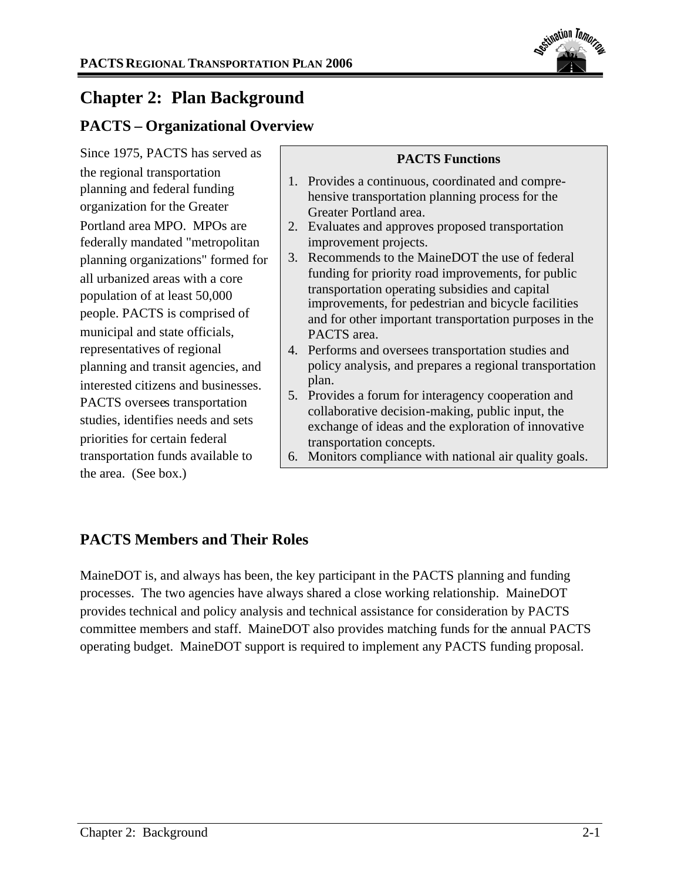# Chapter 2: Plan Background

## PACTS – Organizational Overview

Since 1975, PACTS has served as the regional transportation planning and federal funding organization for the Greater Portland area MPO. MPOs are federally mandated "metropolitan planning organizations" formed for all urbanized areas with a core population of at least 50,000 people. PACTS is comprised of municipal and state officials, representatives of regional planning and transit agencies, and interested citizens and businesses. PACTS oversees transportation studies, identifies needs and sets priorities for certain federal transportation funds available to the area. (See box.)

**PACTS Functions**

1. Provides a continuous, coordinated and comprehensive transportation planning process for the Greater Portland area.
2. Evaluates and approves proposed transportation improvement projects.
3. Recommends to the MaineDOT the use of federal funding for priority road improvements, for public transportation operating subsidies and capital improvements, for pedestrian and bicycle facilities and for other important transportation purposes in the PACTS area.
4. Performs and oversees transportation studies and policy analysis, and prepares a regional transportation plan.
5. Provides a forum for interagency cooperation and collaborative decision-making, public input, the exchange of ideas and the exploration of innovative transportation concepts.
6. Monitors compliance with national air quality goals.

## PACTS Members and Their Roles

MaineDOT is, and always has been, the key participant in the PACTS planning and funding processes. The two agencies have always shared a close working relationship. MaineDOT provides technical and policy analysis and technical assistance for consideration by PACTS committee members and staff. MaineDOT also provides matching funds for the annual PACTS operating budget. MaineDOT support is required to implement any PACTS funding proposal.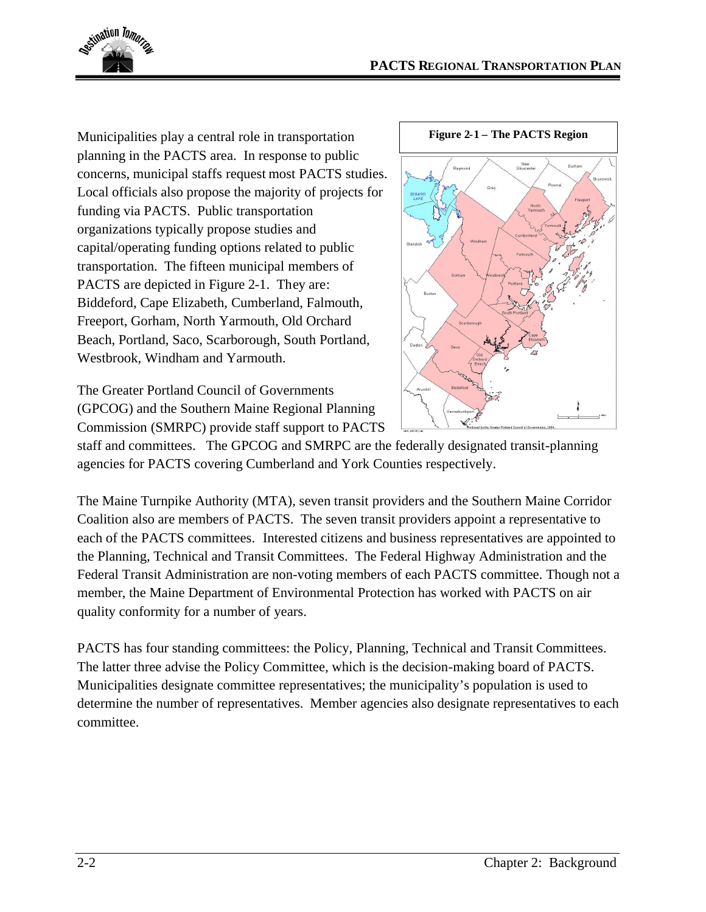Municipalities play a central role in transportation planning in the PACTS area. In response to public concerns, municipal staffs request most PACTS studies. Local officials also propose the majority of projects for funding via PACTS. Public transportation organizations typically propose studies and capital/operating funding options related to public transportation. The fifteen municipal members of PACTS are depicted in Figure 2-1. They are: Biddeford, Cape Elizabeth, Cumberland, Falmouth, Freeport, Gorham, North Yarmouth, Old Orchard Beach, Portland, Saco, Scarborough, South Portland, Westbrook, Windham and Yarmouth.

**Figure 2-1 – The PACTS Region**

The Greater Portland Council of Governments (GPCOG) and the Southern Maine Regional Planning Commission (SMRPC) provide staff support to PACTS staff and committees. The GPCOG and SMRPC are the federally designated transit-planning agencies for PACTS covering Cumberland and York Counties respectively.

The Maine Turnpike Authority (MTA), seven transit providers and the Southern Maine Corridor Coalition also are members of PACTS. The seven transit providers appoint a representative to each of the PACTS committees. Interested citizens and business representatives are appointed to the Planning, Technical and Transit Committees. The Federal Highway Administration and the Federal Transit Administration are non-voting members of each PACTS committee. Though not a member, the Maine Department of Environmental Protection has worked with PACTS on air quality conformity for a number of years.

PACTS has four standing committees: the Policy, Planning, Technical and Transit Committees. The latter three advise the Policy Committee, which is the decision-making board of PACTS. Municipalities designate committee representatives; the municipality's population is used to determine the number of representatives. Member agencies also designate representatives to each committee.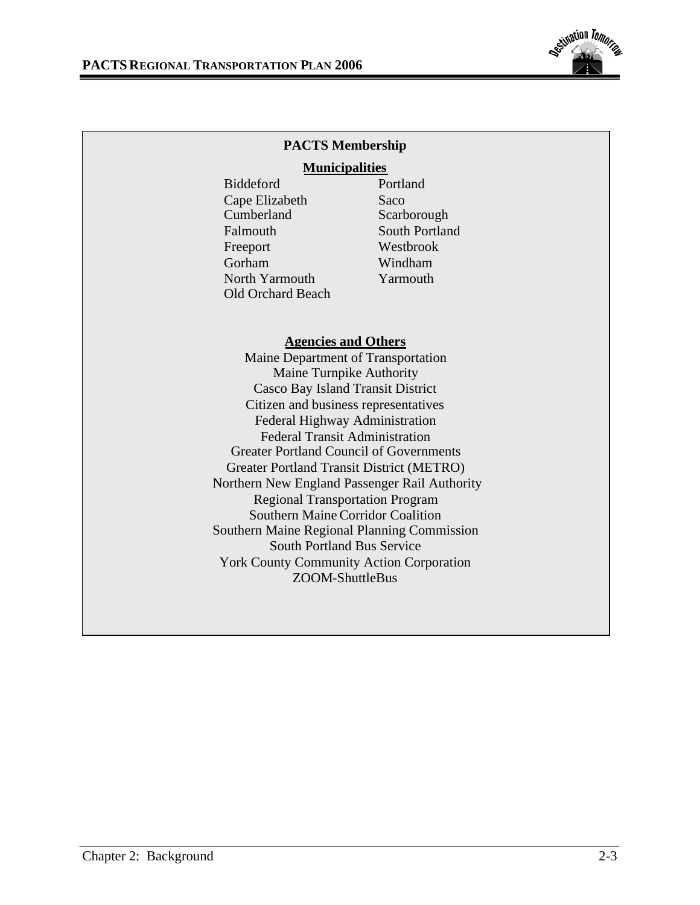## PACTS Membership

### Municipalities

| | |
|---|---|
| Biddeford | Portland |
| Cape Elizabeth | Saco |
| Cumberland | Scarborough |
| Falmouth | South Portland |
| Freeport | Westbrook |
| Gorham | Windham |
| North Yarmouth | Yarmouth |
| Old Orchard Beach | |

### Agencies and Others

Maine Department of Transportation
Maine Turnpike Authority
Casco Bay Island Transit District
Citizen and business representatives
Federal Highway Administration
Federal Transit Administration
Greater Portland Council of Governments
Greater Portland Transit District (METRO)
Northern New England Passenger Rail Authority
Regional Transportation Program
Southern Maine Corridor Coalition
Southern Maine Regional Planning Commission
South Portland Bus Service
York County Community Action Corporation
ZOOM-ShuttleBus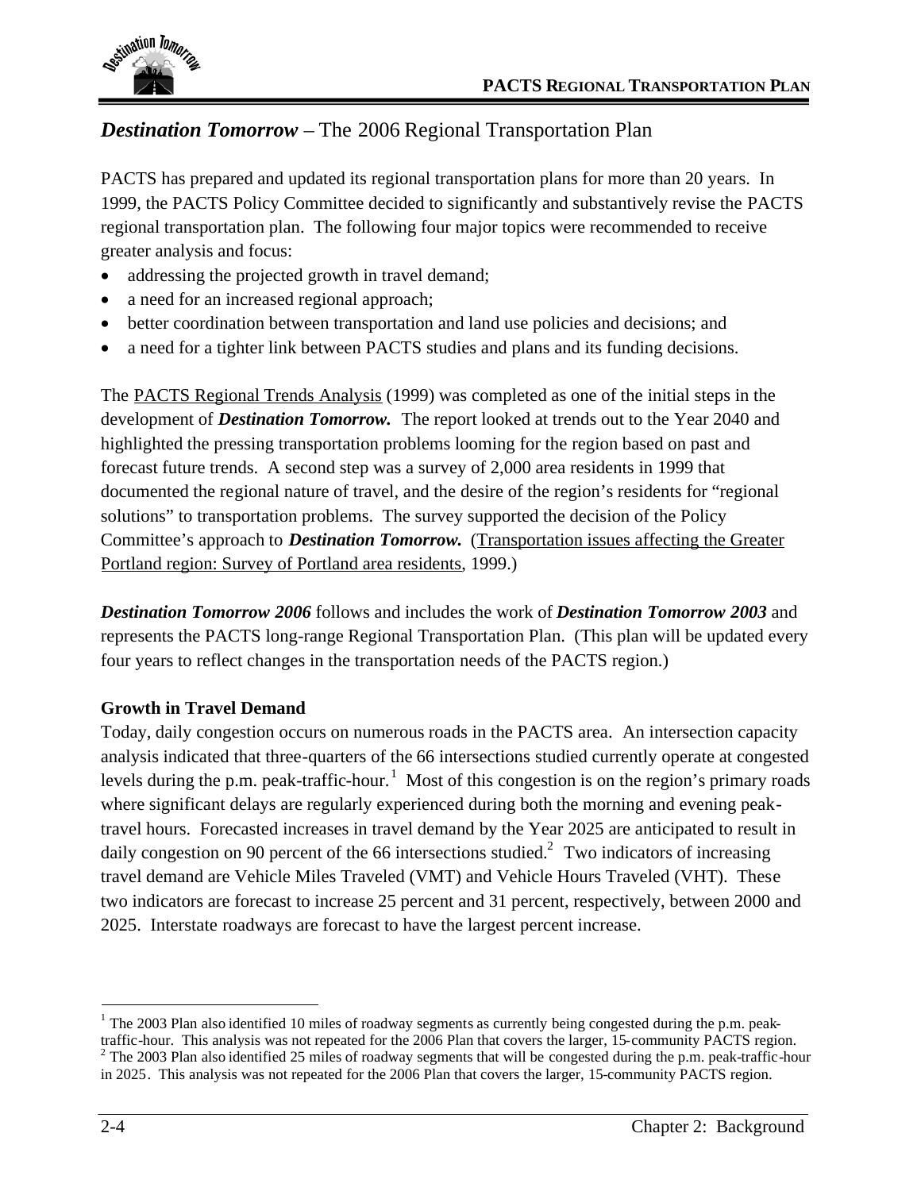## *Destination Tomorrow* – The 2006 Regional Transportation Plan

PACTS has prepared and updated its regional transportation plans for more than 20 years. In 1999, the PACTS Policy Committee decided to significantly and substantively revise the PACTS regional transportation plan. The following four major topics were recommended to receive greater analysis and focus:

- addressing the projected growth in travel demand;
- a need for an increased regional approach;
- better coordination between transportation and land use policies and decisions; and
- a need for a tighter link between PACTS studies and plans and its funding decisions.

The PACTS Regional Trends Analysis (1999) was completed as one of the initial steps in the development of ***Destination Tomorrow.*** The report looked at trends out to the Year 2040 and highlighted the pressing transportation problems looming for the region based on past and forecast future trends. A second step was a survey of 2,000 area residents in 1999 that documented the regional nature of travel, and the desire of the region's residents for "regional solutions" to transportation problems. The survey supported the decision of the Policy Committee's approach to ***Destination Tomorrow.*** (Transportation issues affecting the Greater Portland region: Survey of Portland area residents, 1999.)

***Destination Tomorrow 2006*** follows and includes the work of ***Destination Tomorrow 2003*** and represents the PACTS long-range Regional Transportation Plan. (This plan will be updated every four years to reflect changes in the transportation needs of the PACTS region.)

**Growth in Travel Demand**

Today, daily congestion occurs on numerous roads in the PACTS area. An intersection capacity analysis indicated that three-quarters of the 66 intersections studied currently operate at congested levels during the p.m. peak-traffic-hour.[1] Most of this congestion is on the region's primary roads where significant delays are regularly experienced during both the morning and evening peak-travel hours. Forecasted increases in travel demand by the Year 2025 are anticipated to result in daily congestion on 90 percent of the 66 intersections studied.[2] Two indicators of increasing travel demand are Vehicle Miles Traveled (VMT) and Vehicle Hours Traveled (VHT). These two indicators are forecast to increase 25 percent and 31 percent, respectively, between 2000 and 2025. Interstate roadways are forecast to have the largest percent increase.

---

[1] The 2003 Plan also identified 10 miles of roadway segments as currently being congested during the p.m. peak-traffic-hour. This analysis was not repeated for the 2006 Plan that covers the larger, 15-community PACTS region.

[2] The 2003 Plan also identified 25 miles of roadway segments that will be congested during the p.m. peak-traffic-hour in 2025. This analysis was not repeated for the 2006 Plan that covers the larger, 15-community PACTS region.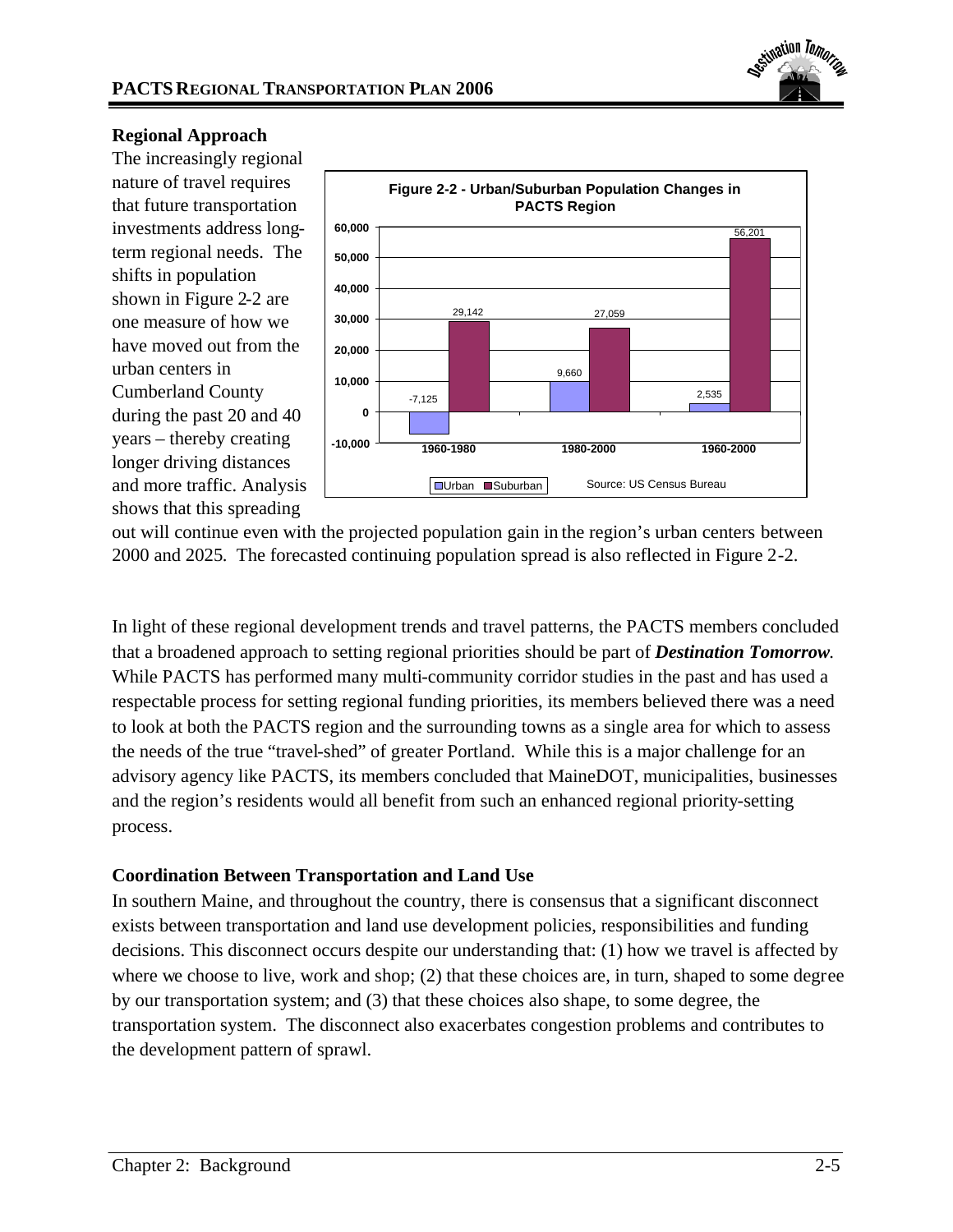### Regional Approach

The increasingly regional nature of travel requires that future transportation investments address long-term regional needs. The shifts in population shown in Figure 2-2 are one measure of how we have moved out from the urban centers in Cumberland County during the past 20 and 40 years – thereby creating longer driving distances and more traffic. Analysis shows that this spreading out will continue even with the projected population gain in the region's urban centers between 2000 and 2025. The forecasted continuing population spread is also reflected in Figure 2-2.

**Figure 2-2 - Urban/Suburban Population Changes in PACTS Region**

| | Urban | Suburban |
|---|---|---|
| 1960-1980 | -7,125 | 29,142 |
| 1980-2000 | 9,660 | 27,059 |
| 1960-2000 | 2,535 | 56,201 |

Source: US Census Bureau

In light of these regional development trends and travel patterns, the PACTS members concluded that a broadened approach to setting regional priorities should be part of ***Destination Tomorrow***. While PACTS has performed many multi-community corridor studies in the past and has used a respectable process for setting regional funding priorities, its members believed there was a need to look at both the PACTS region and the surrounding towns as a single area for which to assess the needs of the true "travel-shed" of greater Portland. While this is a major challenge for an advisory agency like PACTS, its members concluded that MaineDOT, municipalities, businesses and the region's residents would all benefit from such an enhanced regional priority-setting process.

### Coordination Between Transportation and Land Use

In southern Maine, and throughout the country, there is consensus that a significant disconnect exists between transportation and land use development policies, responsibilities and funding decisions. This disconnect occurs despite our understanding that: (1) how we travel is affected by where we choose to live, work and shop; (2) that these choices are, in turn, shaped to some degree by our transportation system; and (3) that these choices also shape, to some degree, the transportation system. The disconnect also exacerbates congestion problems and contributes to the development pattern of sprawl.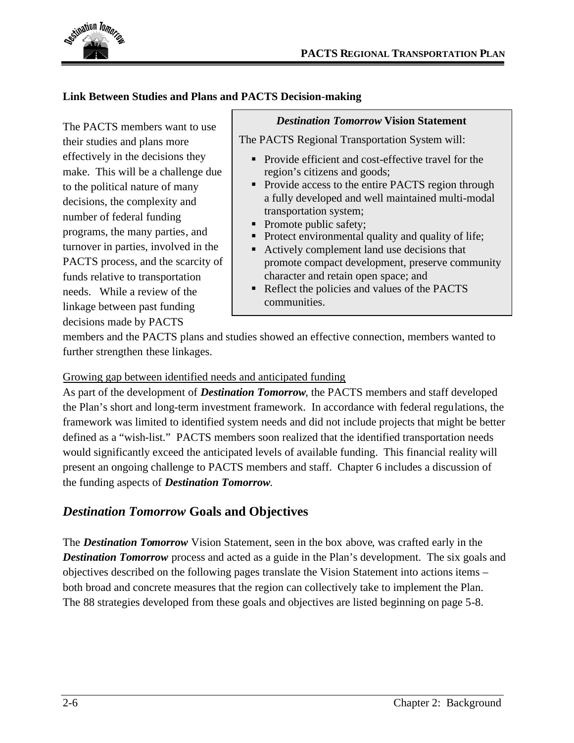**Link Between Studies and Plans and PACTS Decision-making**

> ***Destination Tomorrow*** **Vision Statement**
>
> The PACTS Regional Transportation System will:
>
> - Provide efficient and cost-effective travel for the region's citizens and goods;
> - Provide access to the entire PACTS region through a fully developed and well maintained multi-modal transportation system;
> - Promote public safety;
> - Protect environmental quality and quality of life;
> - Actively complement land use decisions that promote compact development, preserve community character and retain open space; and
> - Reflect the policies and values of the PACTS communities.

The PACTS members want to use their studies and plans more effectively in the decisions they make. This will be a challenge due to the political nature of many decisions, the complexity and number of federal funding programs, the many parties, and turnover in parties, involved in the PACTS process, and the scarcity of funds relative to transportation needs. While a review of the linkage between past funding decisions made by PACTS members and the PACTS plans and studies showed an effective connection, members wanted to further strengthen these linkages.

<u>Growing gap between identified needs and anticipated funding</u>

As part of the development of ***Destination Tomorrow***, the PACTS members and staff developed the Plan's short and long-term investment framework. In accordance with federal regulations, the framework was limited to identified system needs and did not include projects that might be better defined as a "wish-list." PACTS members soon realized that the identified transportation needs would significantly exceed the anticipated levels of available funding. This financial reality will present an ongoing challenge to PACTS members and staff. Chapter 6 includes a discussion of the funding aspects of ***Destination Tomorrow***.

## *Destination Tomorrow* Goals and Objectives

The ***Destination Tomorrow*** Vision Statement, seen in the box above, was crafted early in the ***Destination Tomorrow*** process and acted as a guide in the Plan's development. The six goals and objectives described on the following pages translate the Vision Statement into actions items – both broad and concrete measures that the region can collectively take to implement the Plan. The 88 strategies developed from these goals and objectives are listed beginning on page 5-8.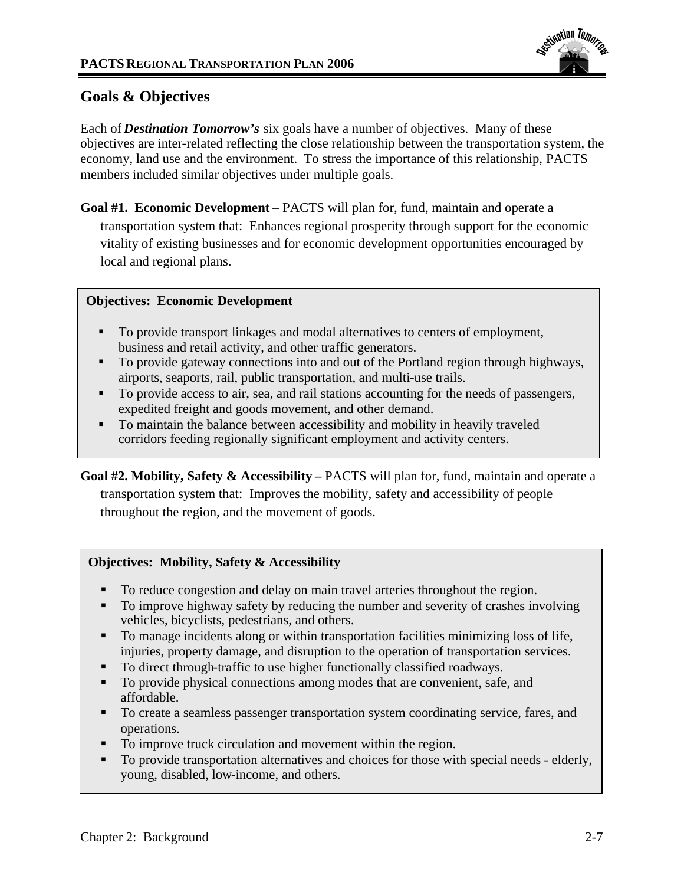## Goals & Objectives

Each of ***Destination Tomorrow's*** six goals have a number of objectives. Many of these objectives are inter-related reflecting the close relationship between the transportation system, the economy, land use and the environment. To stress the importance of this relationship, PACTS members included similar objectives under multiple goals.

**Goal #1. Economic Development** – PACTS will plan for, fund, maintain and operate a transportation system that: Enhances regional prosperity through support for the economic vitality of existing businesses and for economic development opportunities encouraged by local and regional plans.

**Objectives: Economic Development**

- To provide transport linkages and modal alternatives to centers of employment, business and retail activity, and other traffic generators.
- To provide gateway connections into and out of the Portland region through highways, airports, seaports, rail, public transportation, and multi-use trails.
- To provide access to air, sea, and rail stations accounting for the needs of passengers, expedited freight and goods movement, and other demand.
- To maintain the balance between accessibility and mobility in heavily traveled corridors feeding regionally significant employment and activity centers.

**Goal #2. Mobility, Safety & Accessibility –** PACTS will plan for, fund, maintain and operate a transportation system that: Improves the mobility, safety and accessibility of people throughout the region, and the movement of goods.

**Objectives: Mobility, Safety & Accessibility**

- To reduce congestion and delay on main travel arteries throughout the region.
- To improve highway safety by reducing the number and severity of crashes involving vehicles, bicyclists, pedestrians, and others.
- To manage incidents along or within transportation facilities minimizing loss of life, injuries, property damage, and disruption to the operation of transportation services.
- To direct through-traffic to use higher functionally classified roadways.
- To provide physical connections among modes that are convenient, safe, and affordable.
- To create a seamless passenger transportation system coordinating service, fares, and operations.
- To improve truck circulation and movement within the region.
- To provide transportation alternatives and choices for those with special needs - elderly, young, disabled, low-income, and others.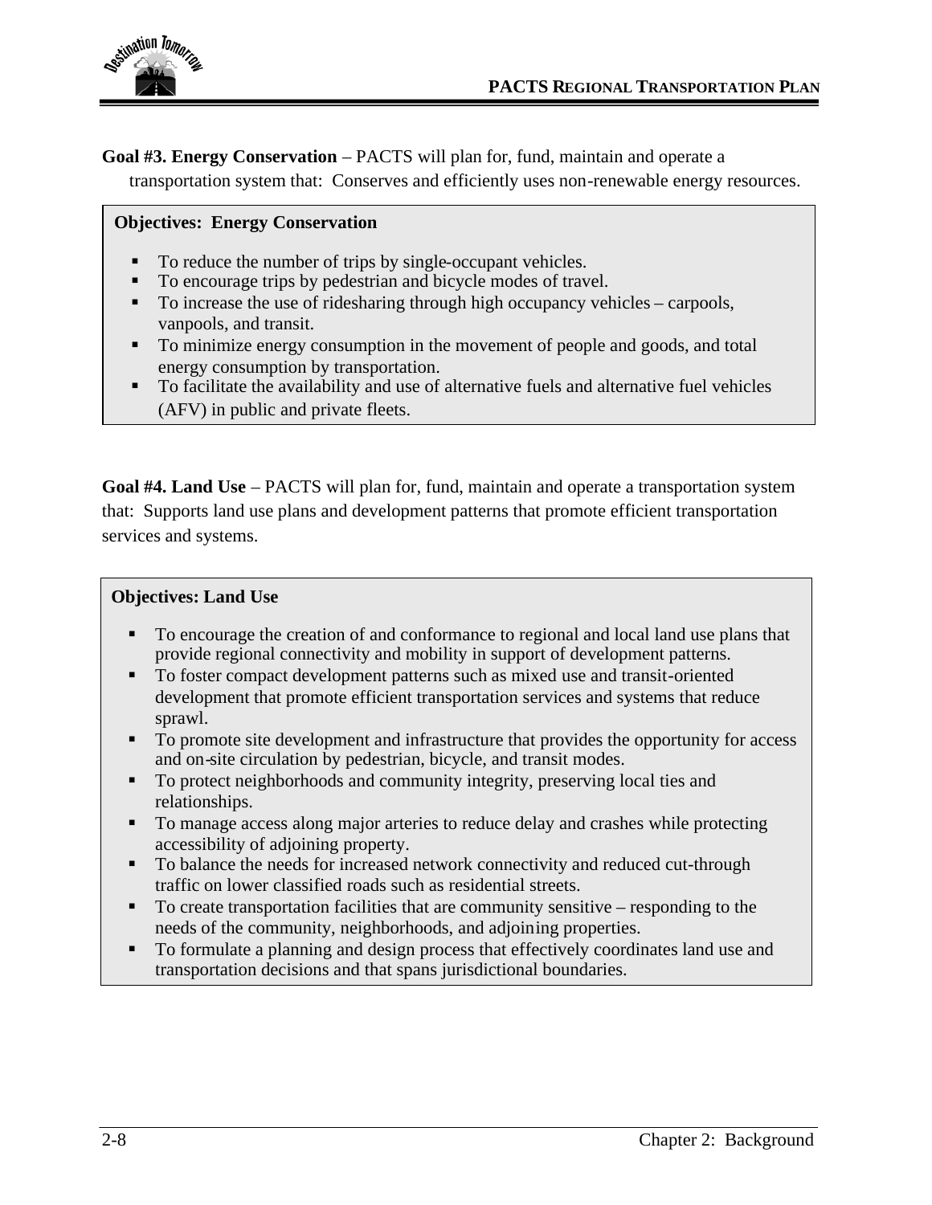**Goal #3. Energy Conservation** – PACTS will plan for, fund, maintain and operate a transportation system that: Conserves and efficiently uses non-renewable energy resources.

**Objectives: Energy Conservation**

- To reduce the number of trips by single-occupant vehicles.
- To encourage trips by pedestrian and bicycle modes of travel.
- To increase the use of ridesharing through high occupancy vehicles – carpools, vanpools, and transit.
- To minimize energy consumption in the movement of people and goods, and total energy consumption by transportation.
- To facilitate the availability and use of alternative fuels and alternative fuel vehicles (AFV) in public and private fleets.

**Goal #4. Land Use** – PACTS will plan for, fund, maintain and operate a transportation system that: Supports land use plans and development patterns that promote efficient transportation services and systems.

**Objectives: Land Use**

- To encourage the creation of and conformance to regional and local land use plans that provide regional connectivity and mobility in support of development patterns.
- To foster compact development patterns such as mixed use and transit-oriented development that promote efficient transportation services and systems that reduce sprawl.
- To promote site development and infrastructure that provides the opportunity for access and on-site circulation by pedestrian, bicycle, and transit modes.
- To protect neighborhoods and community integrity, preserving local ties and relationships.
- To manage access along major arteries to reduce delay and crashes while protecting accessibility of adjoining property.
- To balance the needs for increased network connectivity and reduced cut-through traffic on lower classified roads such as residential streets.
- To create transportation facilities that are community sensitive – responding to the needs of the community, neighborhoods, and adjoining properties.
- To formulate a planning and design process that effectively coordinates land use and transportation decisions and that spans jurisdictional boundaries.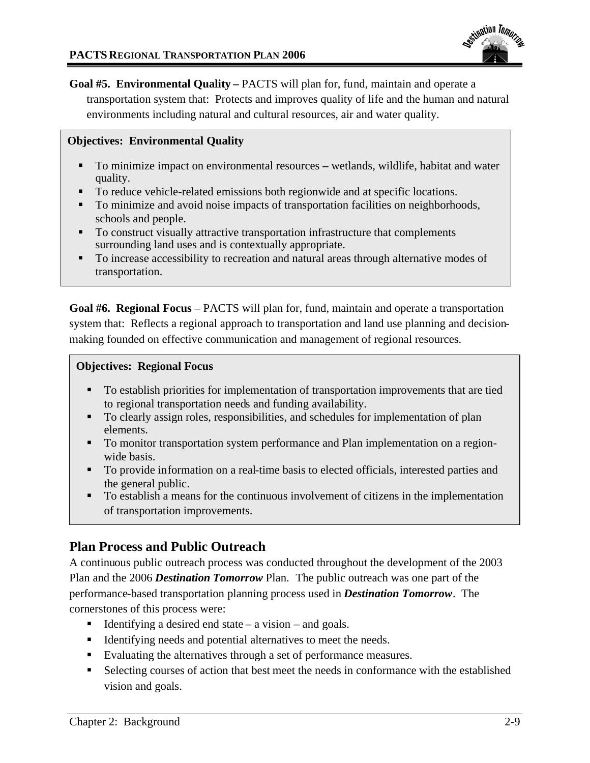**Goal #5. Environmental Quality –** PACTS will plan for, fund, maintain and operate a transportation system that: Protects and improves quality of life and the human and natural environments including natural and cultural resources, air and water quality.

**Objectives: Environmental Quality**

- To minimize impact on environmental resources – wetlands, wildlife, habitat and water quality.
- To reduce vehicle-related emissions both regionwide and at specific locations.
- To minimize and avoid noise impacts of transportation facilities on neighborhoods, schools and people.
- To construct visually attractive transportation infrastructure that complements surrounding land uses and is contextually appropriate.
- To increase accessibility to recreation and natural areas through alternative modes of transportation.

**Goal #6. Regional Focus** – PACTS will plan for, fund, maintain and operate a transportation system that: Reflects a regional approach to transportation and land use planning and decision-making founded on effective communication and management of regional resources.

**Objectives: Regional Focus**

- To establish priorities for implementation of transportation improvements that are tied to regional transportation needs and funding availability.
- To clearly assign roles, responsibilities, and schedules for implementation of plan elements.
- To monitor transportation system performance and Plan implementation on a region-wide basis.
- To provide information on a real-time basis to elected officials, interested parties and the general public.
- To establish a means for the continuous involvement of citizens in the implementation of transportation improvements.

## Plan Process and Public Outreach

A continuous public outreach process was conducted throughout the development of the 2003 Plan and the 2006 ***Destination Tomorrow*** Plan. The public outreach was one part of the performance-based transportation planning process used in ***Destination Tomorrow***. The cornerstones of this process were:

- Identifying a desired end state – a vision – and goals.
- Identifying needs and potential alternatives to meet the needs.
- Evaluating the alternatives through a set of performance measures.
- Selecting courses of action that best meet the needs in conformance with the established vision and goals.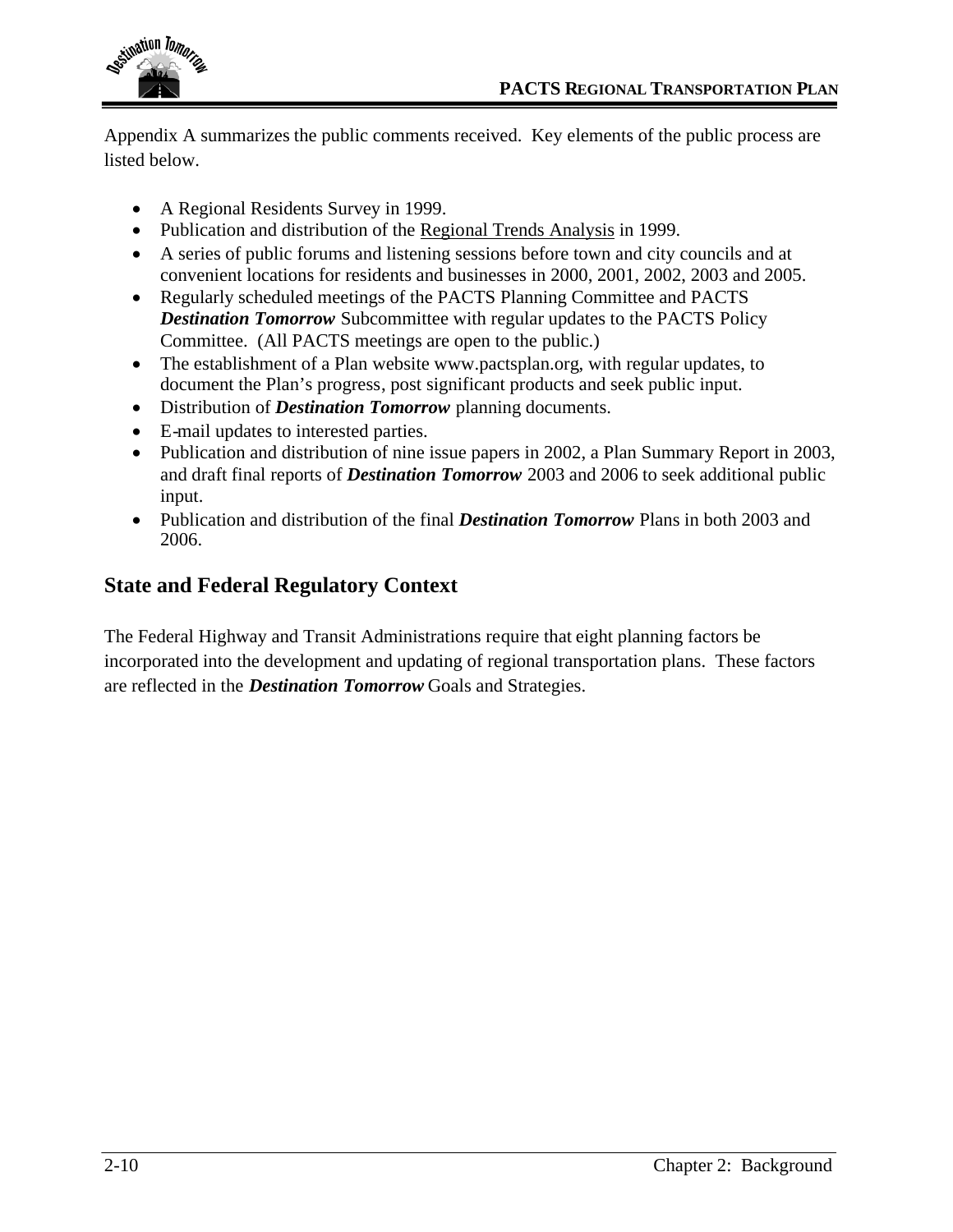Appendix A summarizes the public comments received. Key elements of the public process are listed below.

- A Regional Residents Survey in 1999.
- Publication and distribution of the Regional Trends Analysis in 1999.
- A series of public forums and listening sessions before town and city councils and at convenient locations for residents and businesses in 2000, 2001, 2002, 2003 and 2005.
- Regularly scheduled meetings of the PACTS Planning Committee and PACTS ***Destination Tomorrow*** Subcommittee with regular updates to the PACTS Policy Committee. (All PACTS meetings are open to the public.)
- The establishment of a Plan website www.pactsplan.org, with regular updates, to document the Plan's progress, post significant products and seek public input.
- Distribution of ***Destination Tomorrow*** planning documents.
- E-mail updates to interested parties.
- Publication and distribution of nine issue papers in 2002, a Plan Summary Report in 2003, and draft final reports of ***Destination Tomorrow*** 2003 and 2006 to seek additional public input.
- Publication and distribution of the final ***Destination Tomorrow*** Plans in both 2003 and 2006.

## State and Federal Regulatory Context

The Federal Highway and Transit Administrations require that eight planning factors be incorporated into the development and updating of regional transportation plans. These factors are reflected in the ***Destination Tomorrow*** Goals and Strategies.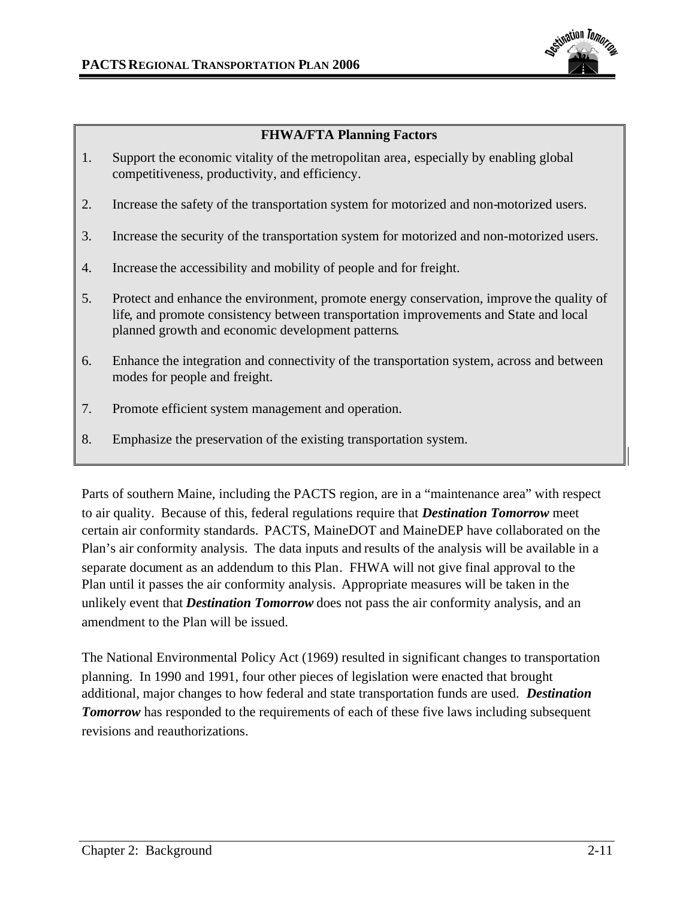**FHWA/FTA Planning Factors**

1. Support the economic vitality of the metropolitan area, especially by enabling global competitiveness, productivity, and efficiency.
2. Increase the safety of the transportation system for motorized and non-motorized users.
3. Increase the security of the transportation system for motorized and non-motorized users.
4. Increase the accessibility and mobility of people and for freight.
5. Protect and enhance the environment, promote energy conservation, improve the quality of life, and promote consistency between transportation improvements and State and local planned growth and economic development patterns.
6. Enhance the integration and connectivity of the transportation system, across and between modes for people and freight.
7. Promote efficient system management and operation.
8. Emphasize the preservation of the existing transportation system.

Parts of southern Maine, including the PACTS region, are in a "maintenance area" with respect to air quality. Because of this, federal regulations require that ***Destination Tomorrow*** meet certain air conformity standards. PACTS, MaineDOT and MaineDEP have collaborated on the Plan's air conformity analysis. The data inputs and results of the analysis will be available in a separate document as an addendum to this Plan. FHWA will not give final approval to the Plan until it passes the air conformity analysis. Appropriate measures will be taken in the unlikely event that ***Destination Tomorrow*** does not pass the air conformity analysis, and an amendment to the Plan will be issued.

The National Environmental Policy Act (1969) resulted in significant changes to transportation planning. In 1990 and 1991, four other pieces of legislation were enacted that brought additional, major changes to how federal and state transportation funds are used. ***Destination Tomorrow*** has responded to the requirements of each of these five laws including subsequent revisions and reauthorizations.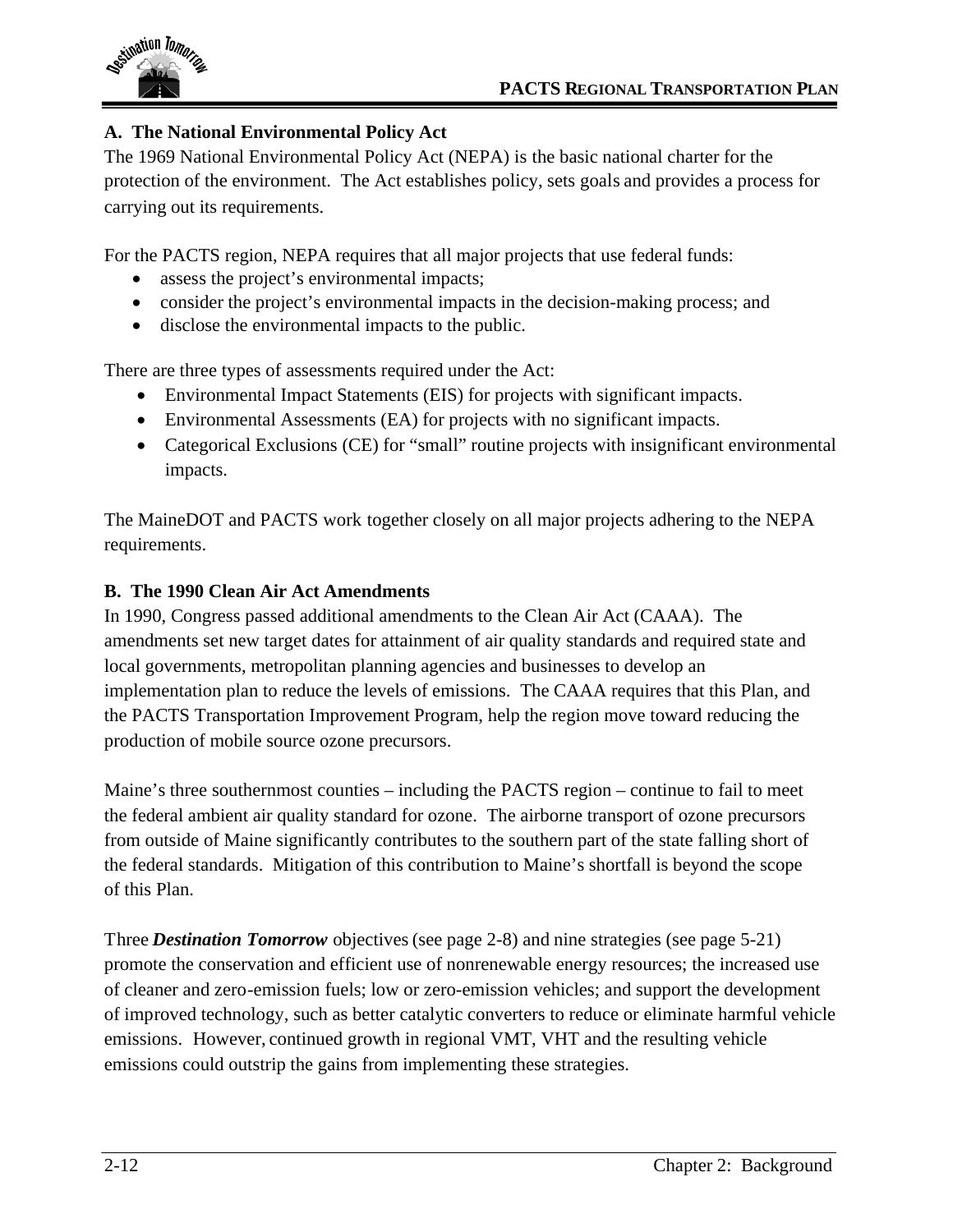### A. The National Environmental Policy Act

The 1969 National Environmental Policy Act (NEPA) is the basic national charter for the protection of the environment. The Act establishes policy, sets goals and provides a process for carrying out its requirements.

For the PACTS region, NEPA requires that all major projects that use federal funds:

- assess the project's environmental impacts;
- consider the project's environmental impacts in the decision-making process; and
- disclose the environmental impacts to the public.

There are three types of assessments required under the Act:

- Environmental Impact Statements (EIS) for projects with significant impacts.
- Environmental Assessments (EA) for projects with no significant impacts.
- Categorical Exclusions (CE) for "small" routine projects with insignificant environmental impacts.

The MaineDOT and PACTS work together closely on all major projects adhering to the NEPA requirements.

### B. The 1990 Clean Air Act Amendments

In 1990, Congress passed additional amendments to the Clean Air Act (CAAA). The amendments set new target dates for attainment of air quality standards and required state and local governments, metropolitan planning agencies and businesses to develop an implementation plan to reduce the levels of emissions. The CAAA requires that this Plan, and the PACTS Transportation Improvement Program, help the region move toward reducing the production of mobile source ozone precursors.

Maine's three southernmost counties – including the PACTS region – continue to fail to meet the federal ambient air quality standard for ozone. The airborne transport of ozone precursors from outside of Maine significantly contributes to the southern part of the state falling short of the federal standards. Mitigation of this contribution to Maine's shortfall is beyond the scope of this Plan.

Three ***Destination Tomorrow*** objectives (see page 2-8) and nine strategies (see page 5-21) promote the conservation and efficient use of nonrenewable energy resources; the increased use of cleaner and zero-emission fuels; low or zero-emission vehicles; and support the development of improved technology, such as better catalytic converters to reduce or eliminate harmful vehicle emissions. However, continued growth in regional VMT, VHT and the resulting vehicle emissions could outstrip the gains from implementing these strategies.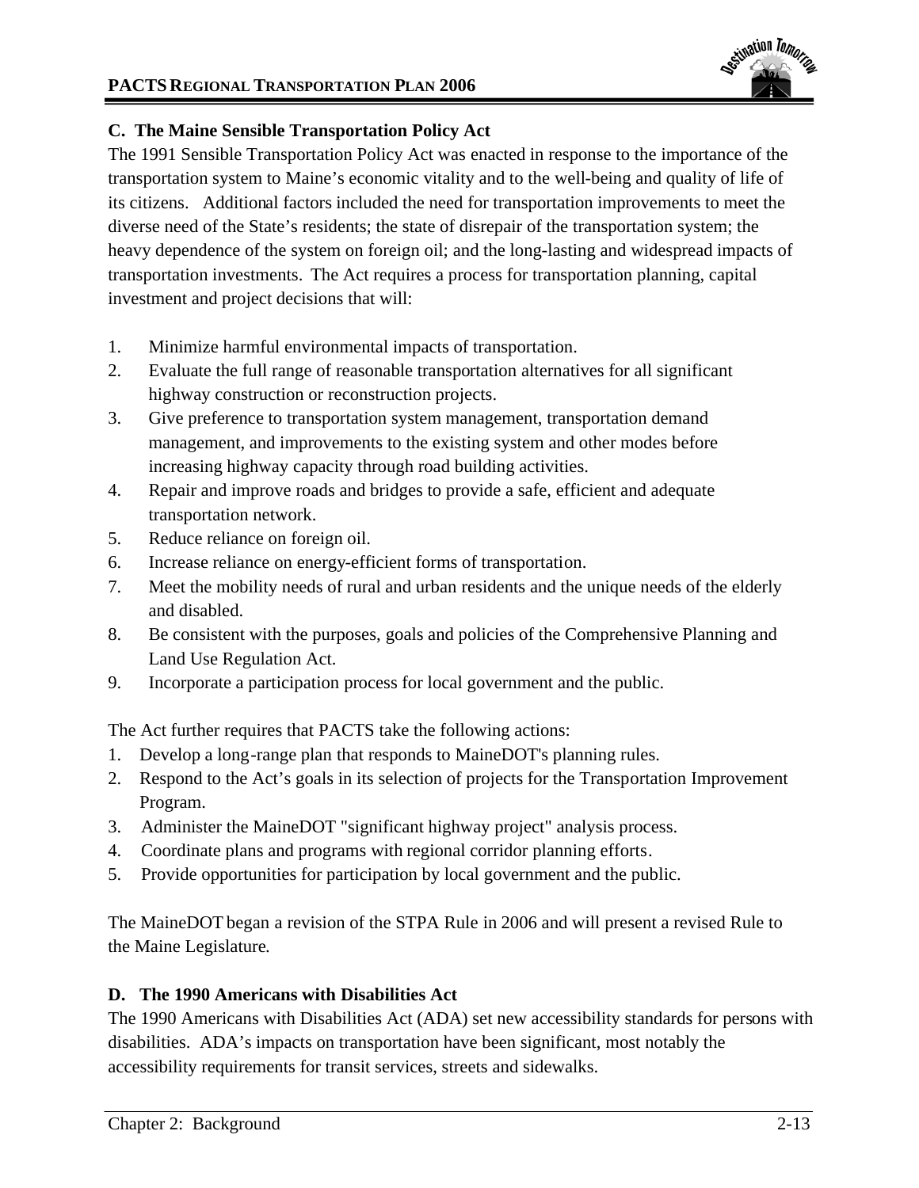**C. The Maine Sensible Transportation Policy Act**

The 1991 Sensible Transportation Policy Act was enacted in response to the importance of the transportation system to Maine's economic vitality and to the well-being and quality of life of its citizens. Additional factors included the need for transportation improvements to meet the diverse need of the State's residents; the state of disrepair of the transportation system; the heavy dependence of the system on foreign oil; and the long-lasting and widespread impacts of transportation investments. The Act requires a process for transportation planning, capital investment and project decisions that will:

1. Minimize harmful environmental impacts of transportation.
2. Evaluate the full range of reasonable transportation alternatives for all significant highway construction or reconstruction projects.
3. Give preference to transportation system management, transportation demand management, and improvements to the existing system and other modes before increasing highway capacity through road building activities.
4. Repair and improve roads and bridges to provide a safe, efficient and adequate transportation network.
5. Reduce reliance on foreign oil.
6. Increase reliance on energy-efficient forms of transportation.
7. Meet the mobility needs of rural and urban residents and the unique needs of the elderly and disabled.
8. Be consistent with the purposes, goals and policies of the Comprehensive Planning and Land Use Regulation Act.
9. Incorporate a participation process for local government and the public.

The Act further requires that PACTS take the following actions:

1. Develop a long-range plan that responds to MaineDOT's planning rules.
2. Respond to the Act's goals in its selection of projects for the Transportation Improvement Program.
3. Administer the MaineDOT "significant highway project" analysis process.
4. Coordinate plans and programs with regional corridor planning efforts.
5. Provide opportunities for participation by local government and the public.

The MaineDOT began a revision of the STPA Rule in 2006 and will present a revised Rule to the Maine Legislature.

**D. The 1990 Americans with Disabilities Act**

The 1990 Americans with Disabilities Act (ADA) set new accessibility standards for persons with disabilities. ADA's impacts on transportation have been significant, most notably the accessibility requirements for transit services, streets and sidewalks.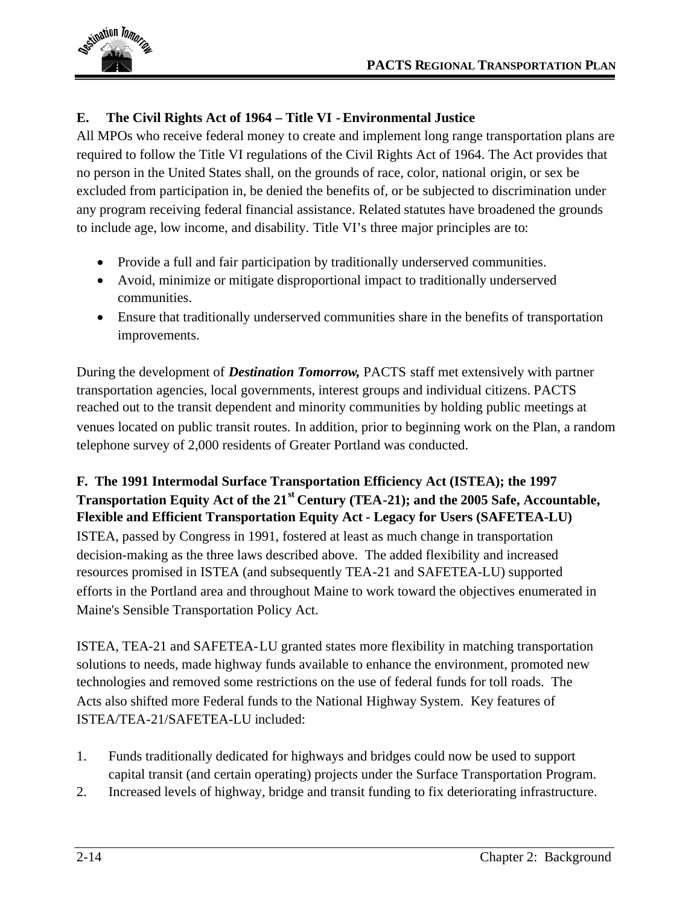### E. The Civil Rights Act of 1964 – Title VI - Environmental Justice

All MPOs who receive federal money to create and implement long range transportation plans are required to follow the Title VI regulations of the Civil Rights Act of 1964. The Act provides that no person in the United States shall, on the grounds of race, color, national origin, or sex be excluded from participation in, be denied the benefits of, or be subjected to discrimination under any program receiving federal financial assistance. Related statutes have broadened the grounds to include age, low income, and disability. Title VI's three major principles are to:

- Provide a full and fair participation by traditionally underserved communities.
- Avoid, minimize or mitigate disproportional impact to traditionally underserved communities.
- Ensure that traditionally underserved communities share in the benefits of transportation improvements.

During the development of ***Destination Tomorrow,*** PACTS staff met extensively with partner transportation agencies, local governments, interest groups and individual citizens. PACTS reached out to the transit dependent and minority communities by holding public meetings at venues located on public transit routes. In addition, prior to beginning work on the Plan, a random telephone survey of 2,000 residents of Greater Portland was conducted.

### F. The 1991 Intermodal Surface Transportation Efficiency Act (ISTEA); the 1997 Transportation Equity Act of the 21st Century (TEA-21); and the 2005 Safe, Accountable, Flexible and Efficient Transportation Equity Act - Legacy for Users (SAFETEA-LU)

ISTEA, passed by Congress in 1991, fostered at least as much change in transportation decision-making as the three laws described above. The added flexibility and increased resources promised in ISTEA (and subsequently TEA-21 and SAFETEA-LU) supported efforts in the Portland area and throughout Maine to work toward the objectives enumerated in Maine's Sensible Transportation Policy Act.

ISTEA, TEA-21 and SAFETEA-LU granted states more flexibility in matching transportation solutions to needs, made highway funds available to enhance the environment, promoted new technologies and removed some restrictions on the use of federal funds for toll roads. The Acts also shifted more Federal funds to the National Highway System. Key features of ISTEA/TEA-21/SAFETEA-LU included:

1. Funds traditionally dedicated for highways and bridges could now be used to support capital transit (and certain operating) projects under the Surface Transportation Program.
2. Increased levels of highway, bridge and transit funding to fix deteriorating infrastructure.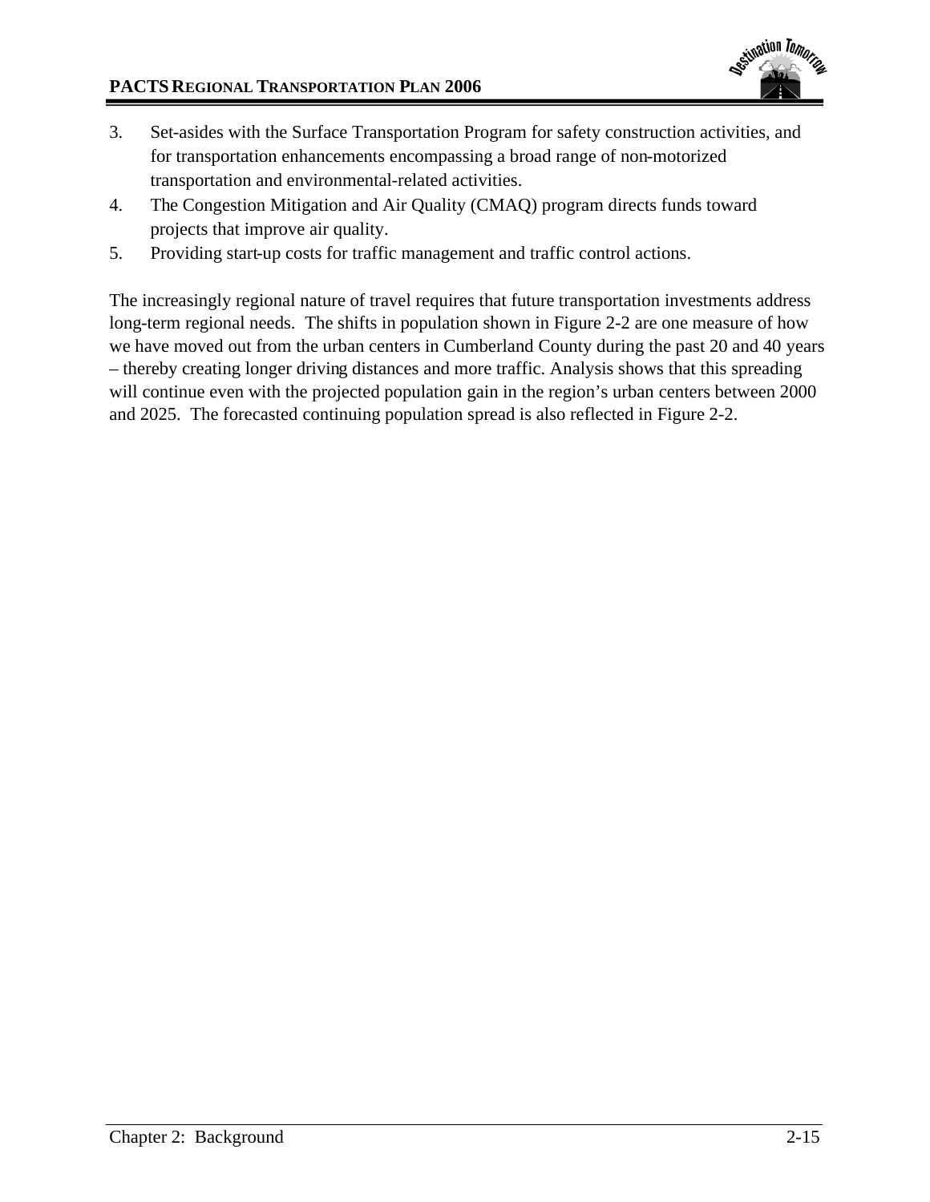3. Set-asides with the Surface Transportation Program for safety construction activities, and for transportation enhancements encompassing a broad range of non-motorized transportation and environmental-related activities.
4. The Congestion Mitigation and Air Quality (CMAQ) program directs funds toward projects that improve air quality.
5. Providing start-up costs for traffic management and traffic control actions.

The increasingly regional nature of travel requires that future transportation investments address long-term regional needs. The shifts in population shown in Figure 2-2 are one measure of how we have moved out from the urban centers in Cumberland County during the past 20 and 40 years – thereby creating longer driving distances and more traffic. Analysis shows that this spreading will continue even with the projected population gain in the region's urban centers between 2000 and 2025. The forecasted continuing population spread is also reflected in Figure 2-2.